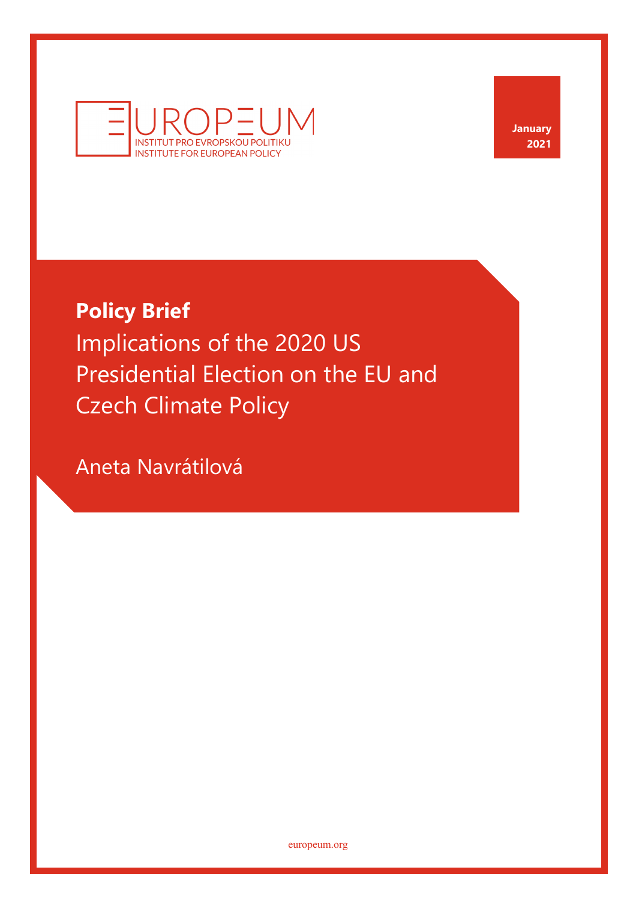EUROPEUM
INSTITUT PRO EVROPSKOU POLITIKU
INSTITUTE FOR EUROPEAN POLICY

January 2021

**Policy Brief**

# Implications of the 2020 US Presidential Election on the EU and Czech Climate Policy

Aneta Navrátilová

europeum.org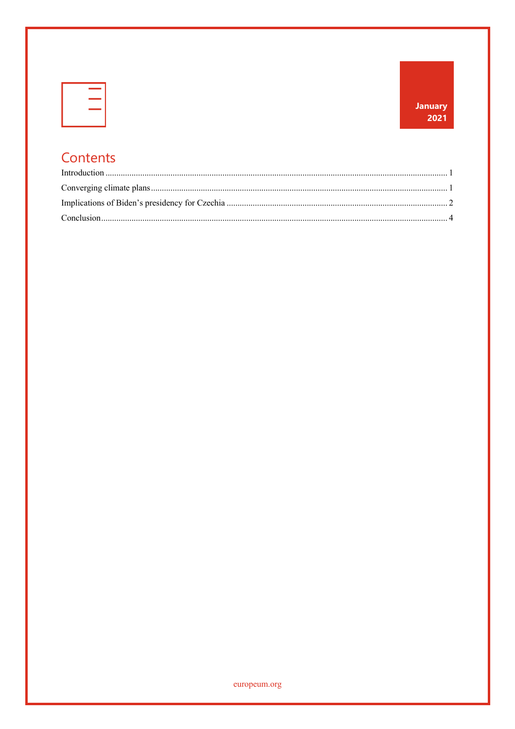January 2021

## Contents

- Introduction ........ 1
- Converging climate plans ........ 1
- Implications of Biden's presidency for Czechia ........ 2
- Conclusion ........ 4

europeum.org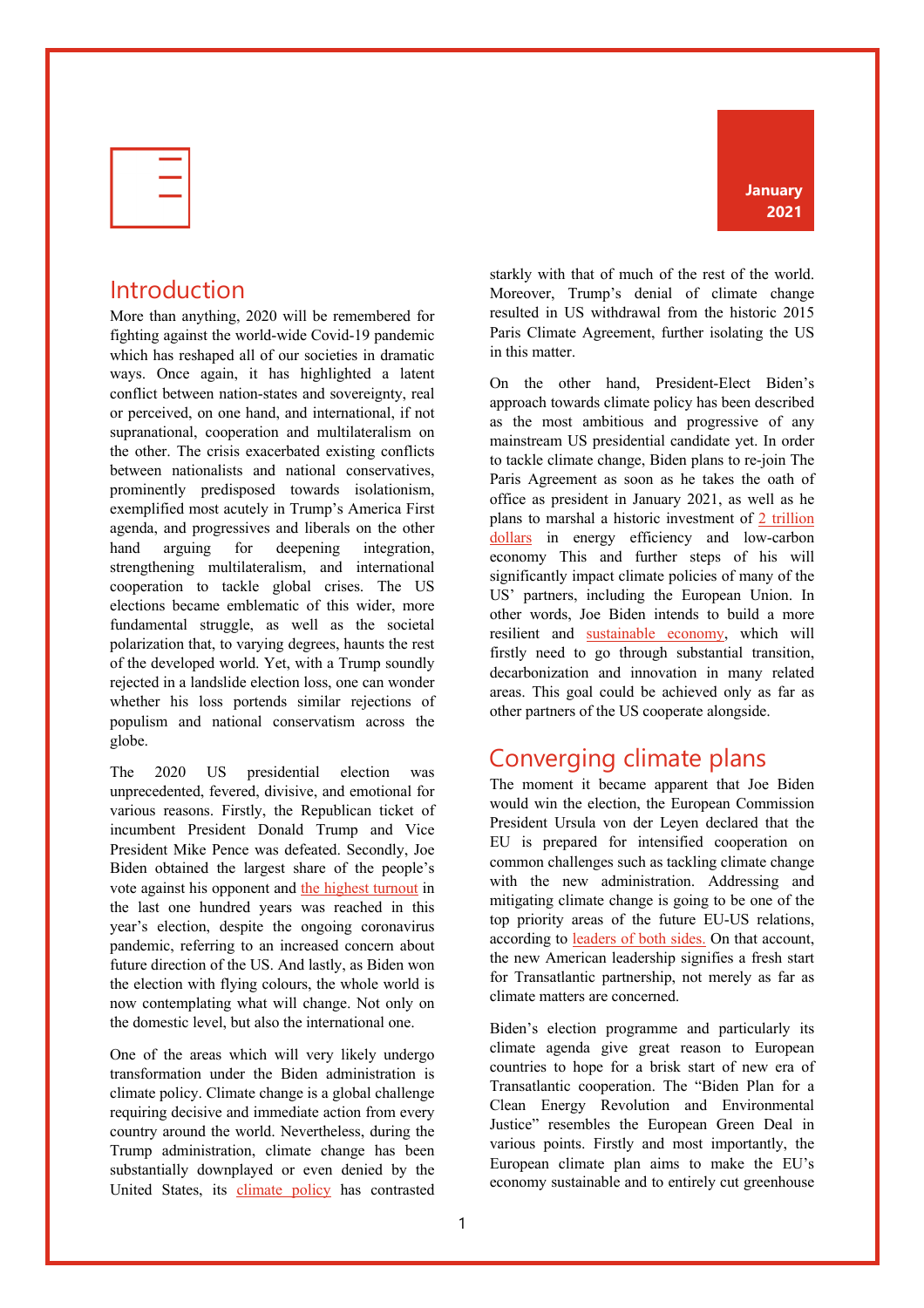January 2021

## Introduction

More than anything, 2020 will be remembered for fighting against the world-wide Covid-19 pandemic which has reshaped all of our societies in dramatic ways. Once again, it has highlighted a latent conflict between nation-states and sovereignty, real or perceived, on one hand, and international, if not supranational, cooperation and multilateralism on the other. The crisis exacerbated existing conflicts between nationalists and national conservatives, prominently predisposed towards isolationism, exemplified most acutely in Trump's America First agenda, and progressives and liberals on the other hand arguing for deepening integration, strengthening multilateralism, and international cooperation to tackle global crises. The US elections became emblematic of this wider, more fundamental struggle, as well as the societal polarization that, to varying degrees, haunts the rest of the developed world. Yet, with a Trump soundly rejected in a landslide election loss, one can wonder whether his loss portends similar rejections of populism and national conservatism across the globe.

The 2020 US presidential election was unprecedented, fevered, divisive, and emotional for various reasons. Firstly, the Republican ticket of incumbent President Donald Trump and Vice President Mike Pence was defeated. Secondly, Joe Biden obtained the largest share of the people's vote against his opponent and the highest turnout in the last one hundred years was reached in this year's election, despite the ongoing coronavirus pandemic, referring to an increased concern about future direction of the US. And lastly, as Biden won the election with flying colours, the whole world is now contemplating what will change. Not only on the domestic level, but also the international one.

One of the areas which will very likely undergo transformation under the Biden administration is climate policy. Climate change is a global challenge requiring decisive and immediate action from every country around the world. Nevertheless, during the Trump administration, climate change has been substantially downplayed or even denied by the United States, its climate policy has contrasted starkly with that of much of the rest of the world. Moreover, Trump's denial of climate change resulted in US withdrawal from the historic 2015 Paris Climate Agreement, further isolating the US in this matter.

On the other hand, President-Elect Biden's approach towards climate policy has been described as the most ambitious and progressive of any mainstream US presidential candidate yet. In order to tackle climate change, Biden plans to re-join The Paris Agreement as soon as he takes the oath of office as president in January 2021, as well as he plans to marshal a historic investment of 2 trillion dollars in energy efficiency and low-carbon economy This and further steps of his will significantly impact climate policies of many of the US' partners, including the European Union. In other words, Joe Biden intends to build a more resilient and sustainable economy, which will firstly need to go through substantial transition, decarbonization and innovation in many related areas. This goal could be achieved only as far as other partners of the US cooperate alongside.

## Converging climate plans

The moment it became apparent that Joe Biden would win the election, the European Commission President Ursula von der Leyen declared that the EU is prepared for intensified cooperation on common challenges such as tackling climate change with the new administration. Addressing and mitigating climate change is going to be one of the top priority areas of the future EU-US relations, according to leaders of both sides. On that account, the new American leadership signifies a fresh start for Transatlantic partnership, not merely as far as climate matters are concerned.

Biden's election programme and particularly its climate agenda give great reason to European countries to hope for a brisk start of new era of Transatlantic cooperation. The "Biden Plan for a Clean Energy Revolution and Environmental Justice" resembles the European Green Deal in various points. Firstly and most importantly, the European climate plan aims to make the EU's economy sustainable and to entirely cut greenhouse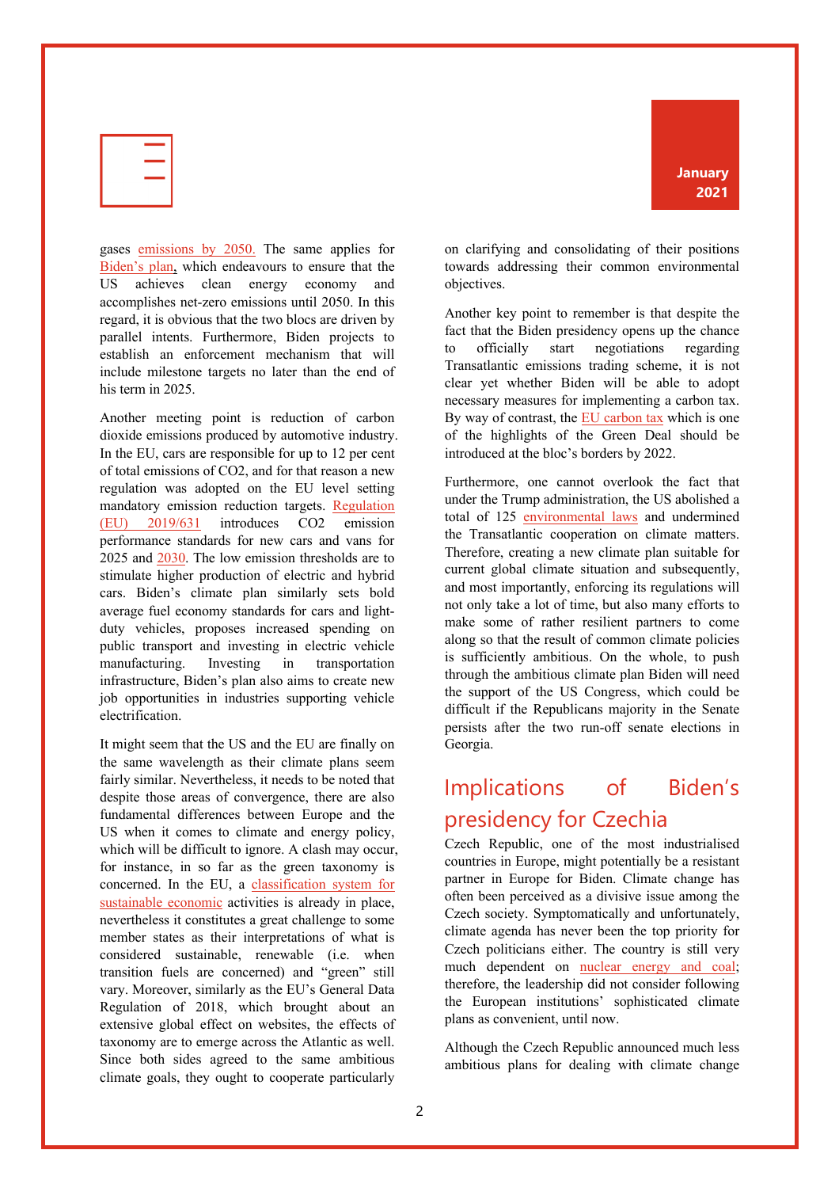gases emissions by 2050. The same applies for Biden's plan, which endeavours to ensure that the US achieves clean energy economy and accomplishes net-zero emissions until 2050. In this regard, it is obvious that the two blocs are driven by parallel intents. Furthermore, Biden projects to establish an enforcement mechanism that will include milestone targets no later than the end of his term in 2025.

Another meeting point is reduction of carbon dioxide emissions produced by automotive industry. In the EU, cars are responsible for up to 12 per cent of total emissions of CO2, and for that reason a new regulation was adopted on the EU level setting mandatory emission reduction targets. Regulation (EU) 2019/631 introduces CO2 emission performance standards for new cars and vans for 2025 and 2030. The low emission thresholds are to stimulate higher production of electric and hybrid cars. Biden's climate plan similarly sets bold average fuel economy standards for cars and light-duty vehicles, proposes increased spending on public transport and investing in electric vehicle manufacturing. Investing in transportation infrastructure, Biden's plan also aims to create new job opportunities in industries supporting vehicle electrification.

It might seem that the US and the EU are finally on the same wavelength as their climate plans seem fairly similar. Nevertheless, it needs to be noted that despite those areas of convergence, there are also fundamental differences between Europe and the US when it comes to climate and energy policy, which will be difficult to ignore. A clash may occur, for instance, in so far as the green taxonomy is concerned. In the EU, a classification system for sustainable economic activities is already in place, nevertheless it constitutes a great challenge to some member states as their interpretations of what is considered sustainable, renewable (i.e. when transition fuels are concerned) and "green" still vary. Moreover, similarly as the EU's General Data Regulation of 2018, which brought about an extensive global effect on websites, the effects of taxonomy are to emerge across the Atlantic as well. Since both sides agreed to the same ambitious climate goals, they ought to cooperate particularly on clarifying and consolidating of their positions towards addressing their common environmental objectives.

Another key point to remember is that despite the fact that the Biden presidency opens up the chance to officially start negotiations regarding Transatlantic emissions trading scheme, it is not clear yet whether Biden will be able to adopt necessary measures for implementing a carbon tax. By way of contrast, the EU carbon tax which is one of the highlights of the Green Deal should be introduced at the bloc's borders by 2022.

Furthermore, one cannot overlook the fact that under the Trump administration, the US abolished a total of 125 environmental laws and undermined the Transatlantic cooperation on climate matters. Therefore, creating a new climate plan suitable for current global climate situation and subsequently, and most importantly, enforcing its regulations will not only take a lot of time, but also many efforts to make some of rather resilient partners to come along so that the result of common climate policies is sufficiently ambitious. On the whole, to push through the ambitious climate plan Biden will need the support of the US Congress, which could be difficult if the Republicans majority in the Senate persists after the two run-off senate elections in Georgia.

## Implications of Biden's presidency for Czechia

Czech Republic, one of the most industrialised countries in Europe, might potentially be a resistant partner in Europe for Biden. Climate change has often been perceived as a divisive issue among the Czech society. Symptomatically and unfortunately, climate agenda has never been the top priority for Czech politicians either. The country is still very much dependent on nuclear energy and coal; therefore, the leadership did not consider following the European institutions' sophisticated climate plans as convenient, until now.

Although the Czech Republic announced much less ambitious plans for dealing with climate change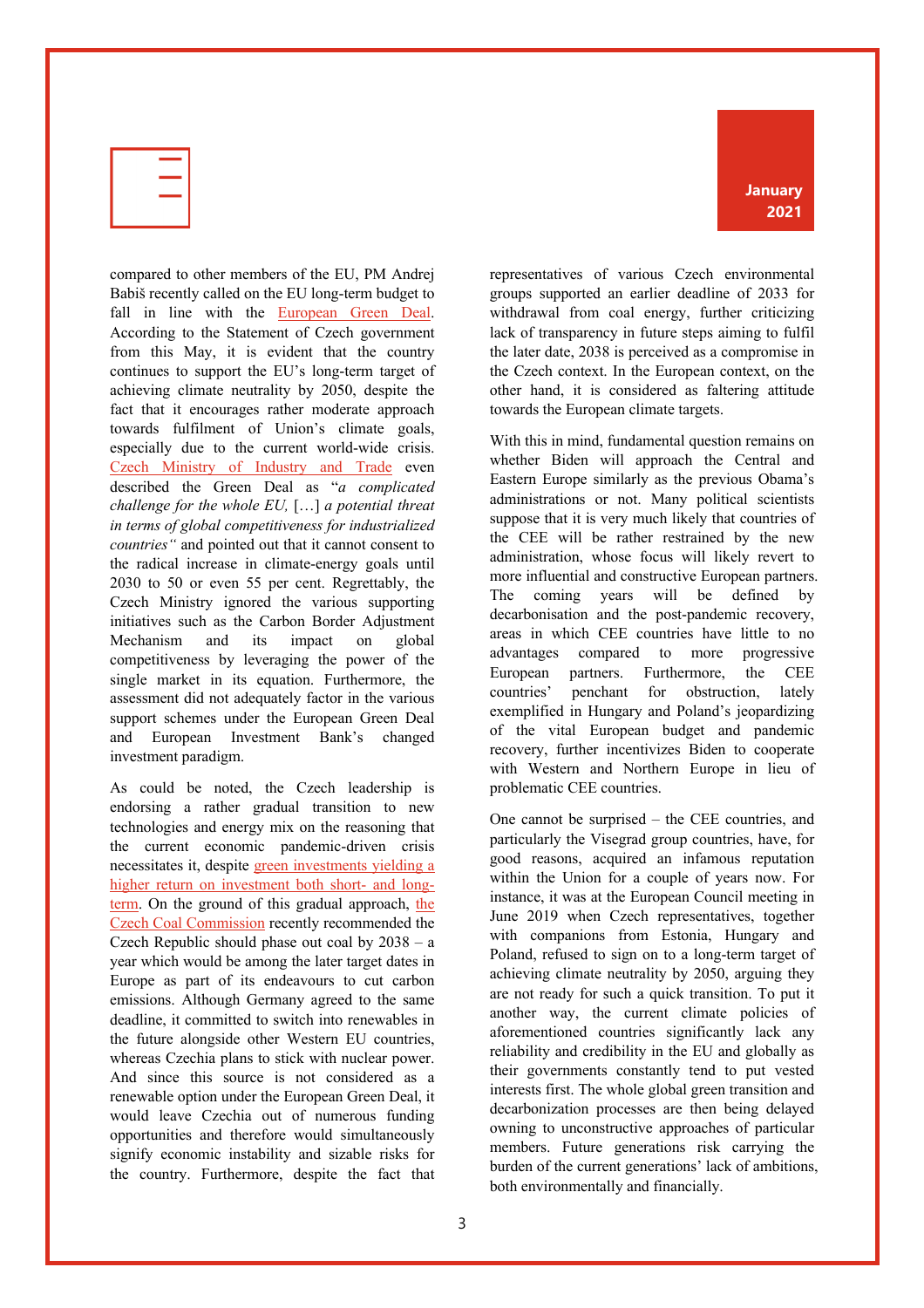compared to other members of the EU, PM Andrej Babiš recently called on the EU long-term budget to fall in line with the European Green Deal. According to the Statement of Czech government from this May, it is evident that the country continues to support the EU's long-term target of achieving climate neutrality by 2050, despite the fact that it encourages rather moderate approach towards fulfilment of Union's climate goals, especially due to the current world-wide crisis. Czech Ministry of Industry and Trade even described the Green Deal as "*a complicated challenge for the whole EU,* […] *a potential threat in terms of global competitiveness for industrialized countries"* and pointed out that it cannot consent to the radical increase in climate-energy goals until 2030 to 50 or even 55 per cent. Regrettably, the Czech Ministry ignored the various supporting initiatives such as the Carbon Border Adjustment Mechanism and its impact on global competitiveness by leveraging the power of the single market in its equation. Furthermore, the assessment did not adequately factor in the various support schemes under the European Green Deal and European Investment Bank's changed investment paradigm.

As could be noted, the Czech leadership is endorsing a rather gradual transition to new technologies and energy mix on the reasoning that the current economic pandemic-driven crisis necessitates it, despite green investments yielding a higher return on investment both short- and long-term. On the ground of this gradual approach, the Czech Coal Commission recently recommended the Czech Republic should phase out coal by 2038 – a year which would be among the later target dates in Europe as part of its endeavours to cut carbon emissions. Although Germany agreed to the same deadline, it committed to switch into renewables in the future alongside other Western EU countries, whereas Czechia plans to stick with nuclear power. And since this source is not considered as a renewable option under the European Green Deal, it would leave Czechia out of numerous funding opportunities and therefore would simultaneously signify economic instability and sizable risks for the country. Furthermore, despite the fact that representatives of various Czech environmental groups supported an earlier deadline of 2033 for withdrawal from coal energy, further criticizing lack of transparency in future steps aiming to fulfil the later date, 2038 is perceived as a compromise in the Czech context. In the European context, on the other hand, it is considered as faltering attitude towards the European climate targets.

With this in mind, fundamental question remains on whether Biden will approach the Central and Eastern Europe similarly as the previous Obama's administrations or not. Many political scientists suppose that it is very much likely that countries of the CEE will be rather restrained by the new administration, whose focus will likely revert to more influential and constructive European partners. The coming years will be defined by decarbonisation and the post-pandemic recovery, areas in which CEE countries have little to no advantages compared to more progressive European partners. Furthermore, the CEE countries' penchant for obstruction, lately exemplified in Hungary and Poland's jeopardizing of the vital European budget and pandemic recovery, further incentivizes Biden to cooperate with Western and Northern Europe in lieu of problematic CEE countries.

One cannot be surprised – the CEE countries, and particularly the Visegrad group countries, have, for good reasons, acquired an infamous reputation within the Union for a couple of years now. For instance, it was at the European Council meeting in June 2019 when Czech representatives, together with companions from Estonia, Hungary and Poland, refused to sign on to a long-term target of achieving climate neutrality by 2050, arguing they are not ready for such a quick transition. To put it another way, the current climate policies of aforementioned countries significantly lack any reliability and credibility in the EU and globally as their governments constantly tend to put vested interests first. The whole global green transition and decarbonization processes are then being delayed owning to unconstructive approaches of particular members. Future generations risk carrying the burden of the current generations' lack of ambitions, both environmentally and financially.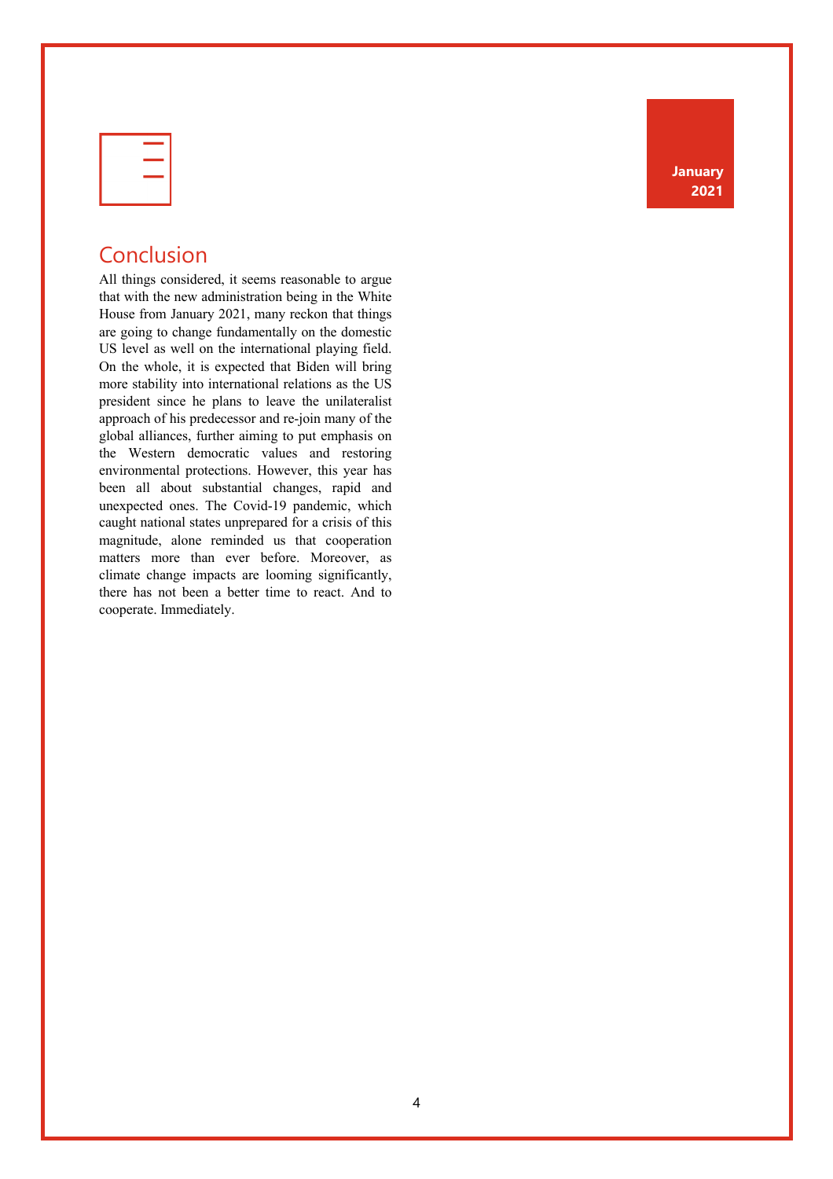## Conclusion

All things considered, it seems reasonable to argue that with the new administration being in the White House from January 2021, many reckon that things are going to change fundamentally on the domestic US level as well on the international playing field. On the whole, it is expected that Biden will bring more stability into international relations as the US president since he plans to leave the unilateralist approach of his predecessor and re-join many of the global alliances, further aiming to put emphasis on the Western democratic values and restoring environmental protections. However, this year has been all about substantial changes, rapid and unexpected ones. The Covid-19 pandemic, which caught national states unprepared for a crisis of this magnitude, alone reminded us that cooperation matters more than ever before. Moreover, as climate change impacts are looming significantly, there has not been a better time to react. And to cooperate. Immediately.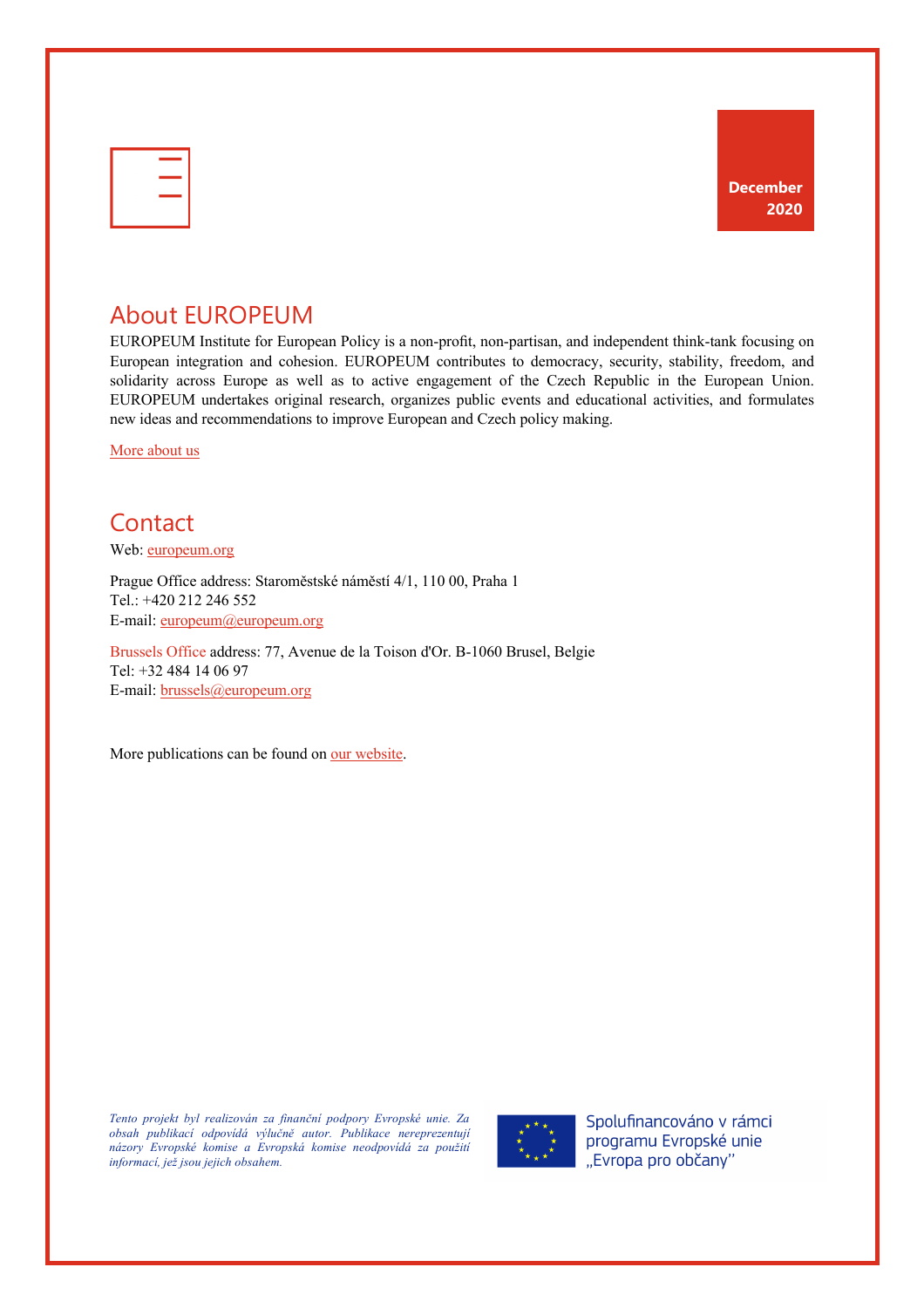December
2020

## About EUROPEUM

EUROPEUM Institute for European Policy is a non-profit, non-partisan, and independent think-tank focusing on European integration and cohesion. EUROPEUM contributes to democracy, security, stability, freedom, and solidarity across Europe as well as to active engagement of the Czech Republic in the European Union. EUROPEUM undertakes original research, organizes public events and educational activities, and formulates new ideas and recommendations to improve European and Czech policy making.

More about us

## Contact

Web: europeum.org

Prague Office address: Staroměstské náměstí 4/1, 110 00, Praha 1
Tel.: +420 212 246 552
E-mail: europeum@europeum.org

Brussels Office address: 77, Avenue de la Toison d'Or. B-1060 Brusel, Belgie
Tel: +32 484 14 06 97
E-mail: brussels@europeum.org

More publications can be found on our website.

*Tento projekt byl realizován za finanční podpory Evropské unie. Za obsah publikací odpovídá výlučně autor. Publikace nereprezentují názory Evropské komise a Evropská komise neodpovídá za použití informací, jež jsou jejich obsahem.*

Spolufinancováno v rámci programu Evropské unie „Evropa pro občany"